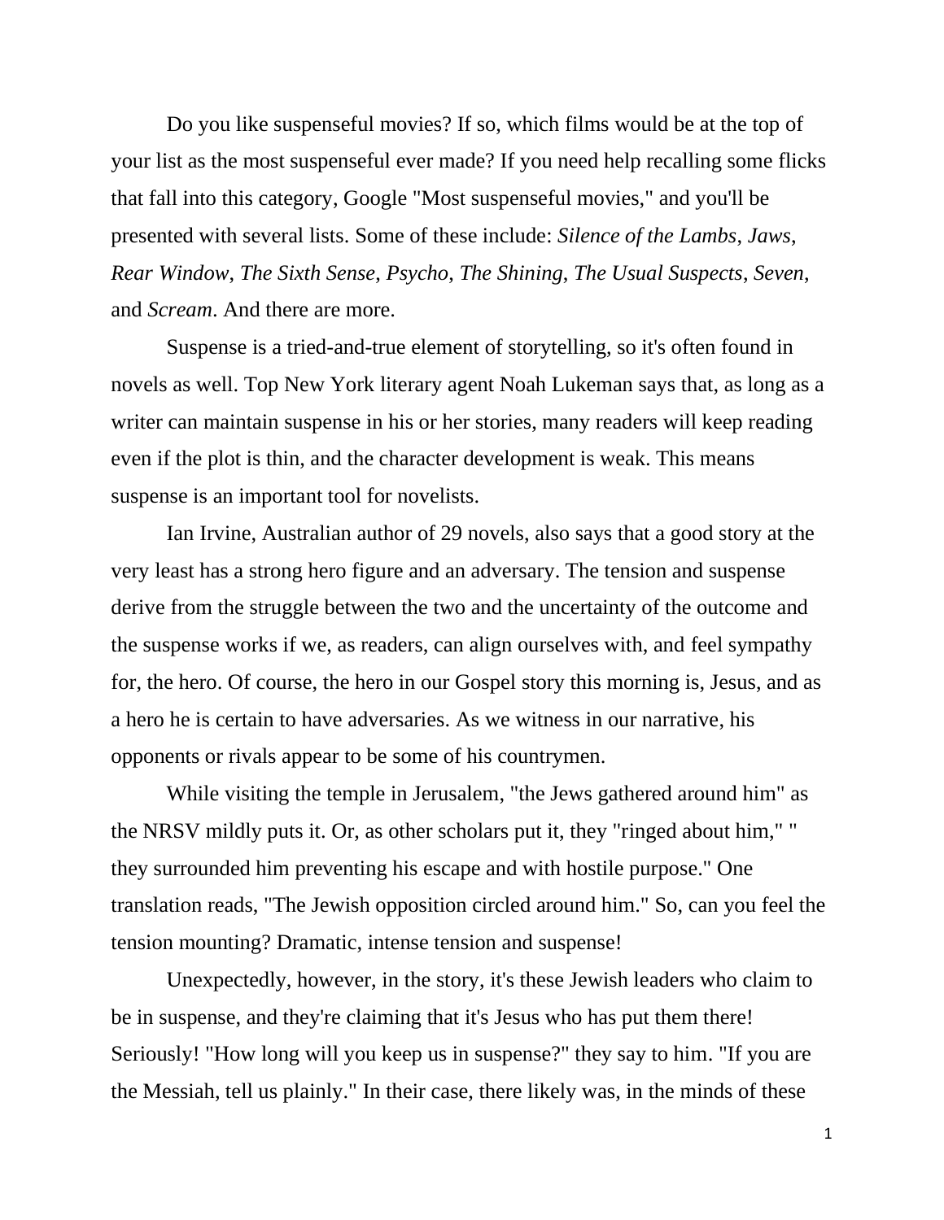Do you like suspenseful movies? If so, which films would be at the top of your list as the most suspenseful ever made? If you need help recalling some flicks that fall into this category, Google "Most suspenseful movies," and you'll be presented with several lists. Some of these include: *Silence of the Lambs*, *Jaws*, *Rear Window*, *The Sixth Sense*, *Psycho*, *The Shining*, *The Usual Suspects*, *Seven*, and *Scream*. And there are more.

Suspense is a tried-and-true element of storytelling, so it's often found in novels as well. Top New York literary agent Noah Lukeman says that, as long as a writer can maintain suspense in his or her stories, many readers will keep reading even if the plot is thin, and the character development is weak. This means suspense is an important tool for novelists.

Ian Irvine, Australian author of 29 novels, also says that a good story at the very least has a strong hero figure and an adversary. The tension and suspense derive from the struggle between the two and the uncertainty of the outcome and the suspense works if we, as readers, can align ourselves with, and feel sympathy for, the hero. Of course, the hero in our Gospel story this morning is, Jesus, and as a hero he is certain to have adversaries. As we witness in our narrative, his opponents or rivals appear to be some of his countrymen.

While visiting the temple in Jerusalem, "the Jews gathered around him" as the NRSV mildly puts it. Or, as other scholars put it, they "ringed about him," " they surrounded him preventing his escape and with hostile purpose." One translation reads, "The Jewish opposition circled around him." So, can you feel the tension mounting? Dramatic, intense tension and suspense!

Unexpectedly, however, in the story, it's these Jewish leaders who claim to be in suspense, and they're claiming that it's Jesus who has put them there! Seriously! "How long will you keep us in suspense?" they say to him. "If you are the Messiah, tell us plainly." In their case, there likely was, in the minds of these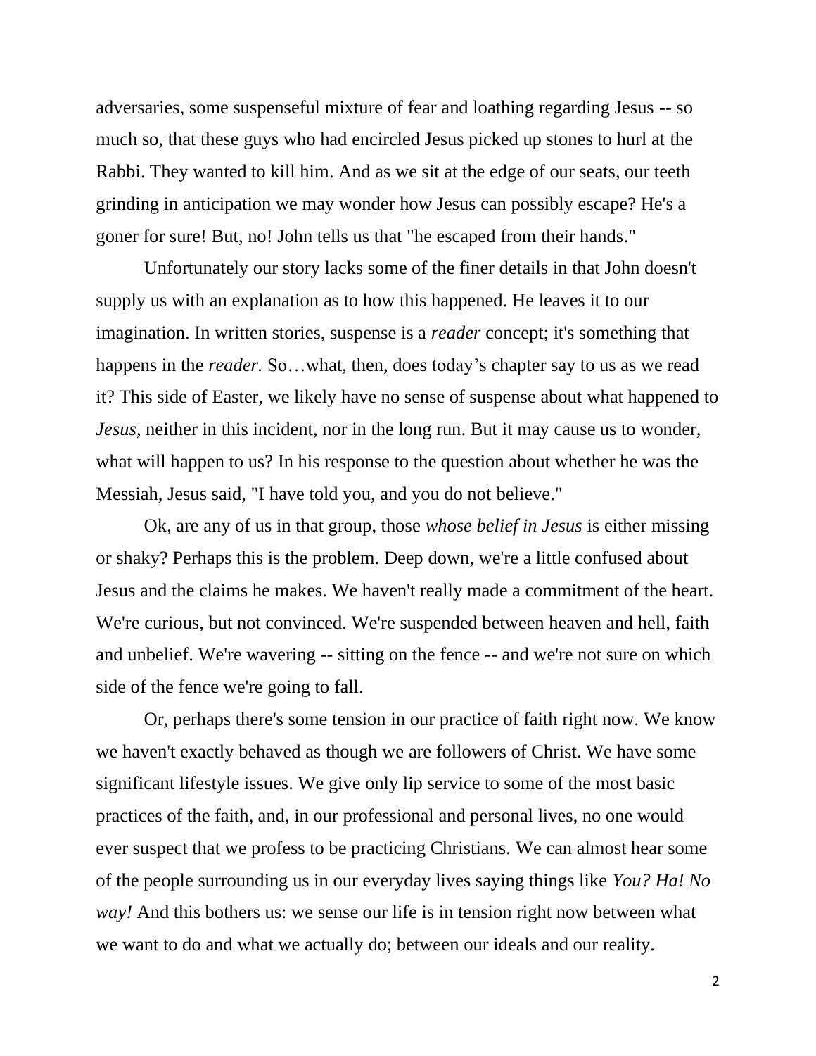adversaries, some suspenseful mixture of fear and loathing regarding Jesus -- so much so, that these guys who had encircled Jesus picked up stones to hurl at the Rabbi. They wanted to kill him. And as we sit at the edge of our seats, our teeth grinding in anticipation we may wonder how Jesus can possibly escape? He's a goner for sure! But, no! John tells us that "he escaped from their hands."

Unfortunately our story lacks some of the finer details in that John doesn't supply us with an explanation as to how this happened. He leaves it to our imagination. In written stories, suspense is a *reader* concept; it's something that happens in the *reader.* So…what, then, does today's chapter say to us as we read it? This side of Easter, we likely have no sense of suspense about what happened to *Jesus*, neither in this incident, nor in the long run. But it may cause us to wonder, what will happen to us? In his response to the question about whether he was the Messiah, Jesus said, "I have told you, and you do not believe."

Ok, are any of us in that group, those *whose belief in Jesus* is either missing or shaky? Perhaps this is the problem. Deep down, we're a little confused about Jesus and the claims he makes. We haven't really made a commitment of the heart. We're curious, but not convinced. We're suspended between heaven and hell, faith and unbelief. We're wavering -- sitting on the fence -- and we're not sure on which side of the fence we're going to fall.

Or, perhaps there's some tension in our practice of faith right now. We know we haven't exactly behaved as though we are followers of Christ. We have some significant lifestyle issues. We give only lip service to some of the most basic practices of the faith, and, in our professional and personal lives, no one would ever suspect that we profess to be practicing Christians. We can almost hear some of the people surrounding us in our everyday lives saying things like *You? Ha! No way!* And this bothers us: we sense our life is in tension right now between what we want to do and what we actually do; between our ideals and our reality.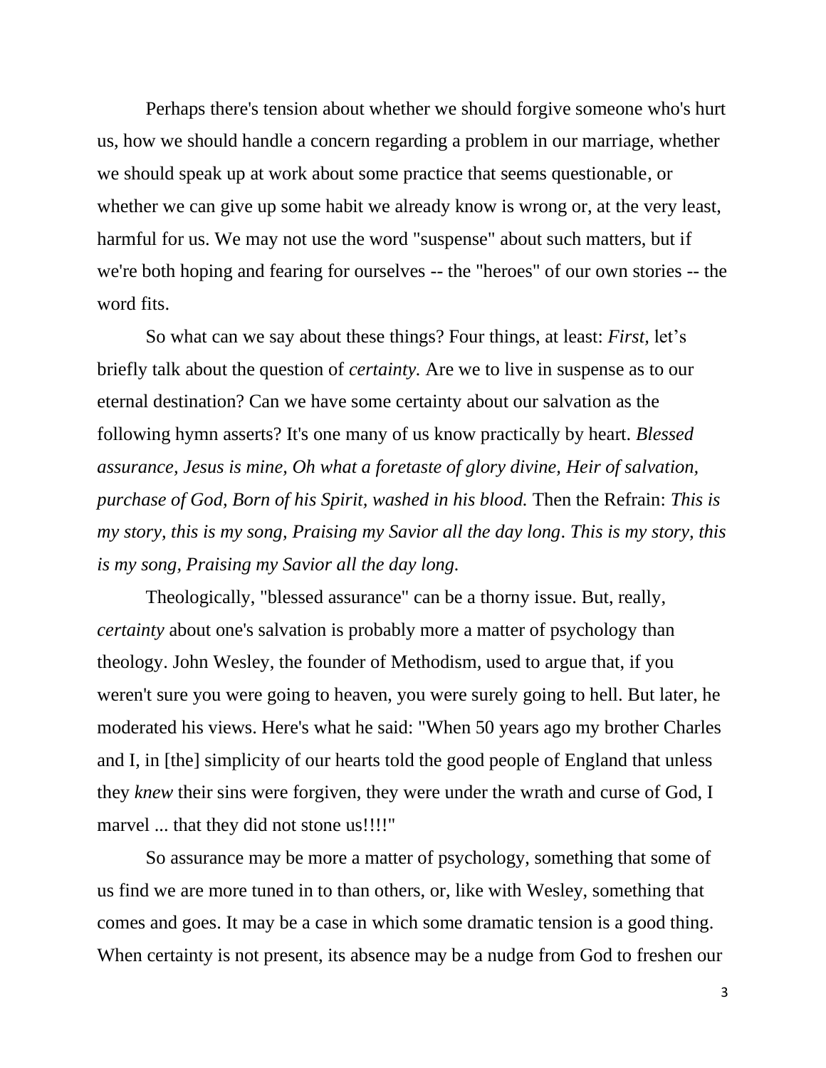Perhaps there's tension about whether we should forgive someone who's hurt us, how we should handle a concern regarding a problem in our marriage, whether we should speak up at work about some practice that seems questionable, or whether we can give up some habit we already know is wrong or, at the very least, harmful for us. We may not use the word "suspense" about such matters, but if we're both hoping and fearing for ourselves -- the "heroes" of our own stories -- the word fits.

So what can we say about these things? Four things, at least: *First,* let's briefly talk about the question of *certainty.* Are we to live in suspense as to our eternal destination? Can we have some certainty about our salvation as the following hymn asserts? It's one many of us know practically by heart. *Blessed assurance, Jesus is mine, Oh what a foretaste of glory divine, Heir of salvation, purchase of God, Born of his Spirit, washed in his blood.* Then the Refrain: *This is my story, this is my song, Praising my Savior all the day long. This is my story, this is my song, Praising my Savior all the day long.*

Theologically, "blessed assurance" can be a thorny issue. But, really, *certainty* about one's salvation is probably more a matter of psychology than theology. John Wesley, the founder of Methodism, used to argue that, if you weren't sure you were going to heaven, you were surely going to hell. But later, he moderated his views. Here's what he said: "When 50 years ago my brother Charles and I, in [the] simplicity of our hearts told the good people of England that unless they *knew* their sins were forgiven, they were under the wrath and curse of God, I marvel ... that they did not stone us!!!!"

So assurance may be more a matter of psychology, something that some of us find we are more tuned in to than others, or, like with Wesley, something that comes and goes. It may be a case in which some dramatic tension is a good thing. When certainty is not present, its absence may be a nudge from God to freshen our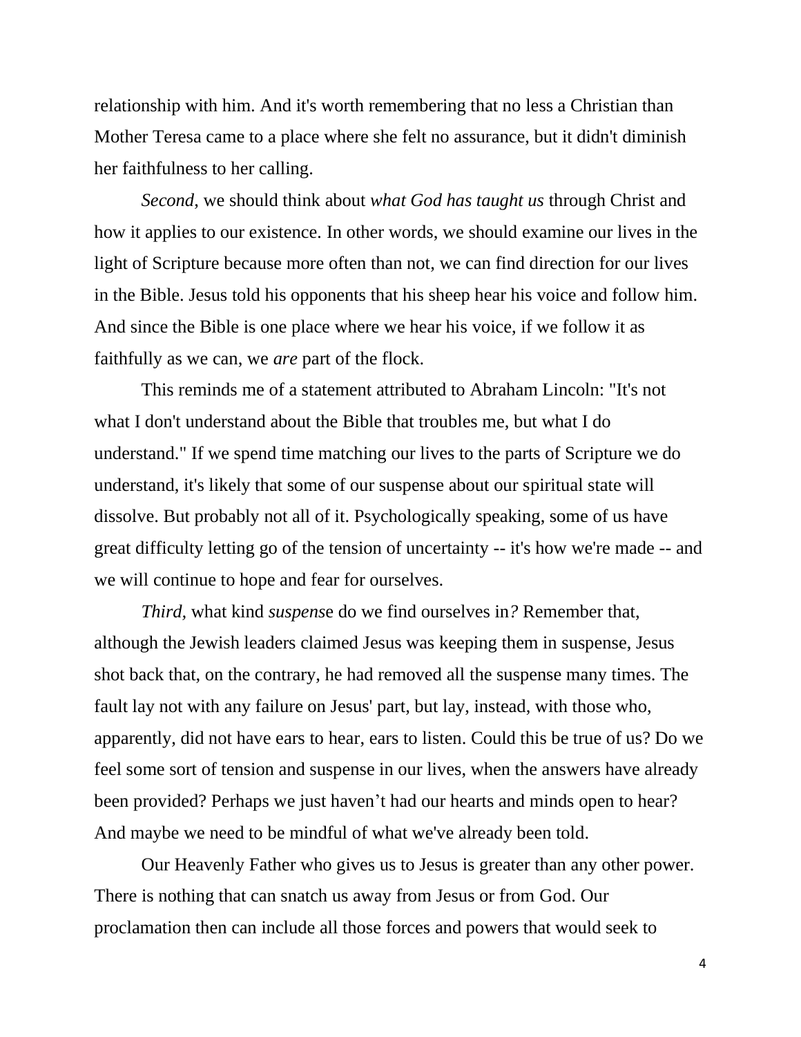relationship with him. And it's worth remembering that no less a Christian than Mother Teresa came to a place where she felt no assurance, but it didn't diminish her faithfulness to her calling.

*Second*, we should think about *what God has taught us* through Christ and how it applies to our existence. In other words, we should examine our lives in the light of Scripture because more often than not, we can find direction for our lives in the Bible. Jesus told his opponents that his sheep hear his voice and follow him. And since the Bible is one place where we hear his voice, if we follow it as faithfully as we can, we *are* part of the flock.

This reminds me of a statement attributed to Abraham Lincoln: "It's not what I don't understand about the Bible that troubles me, but what I do understand." If we spend time matching our lives to the parts of Scripture we do understand, it's likely that some of our suspense about our spiritual state will dissolve. But probably not all of it. Psychologically speaking, some of us have great difficulty letting go of the tension of uncertainty -- it's how we're made -- and we will continue to hope and fear for ourselves.

*Third,* what kind *suspense* do we find ourselves in*?* Remember that, although the Jewish leaders claimed Jesus was keeping them in suspense, Jesus shot back that, on the contrary, he had removed all the suspense many times. The fault lay not with any failure on Jesus' part, but lay, instead, with those who, apparently, did not have ears to hear, ears to listen. Could this be true of us? Do we feel some sort of tension and suspense in our lives, when the answers have already been provided? Perhaps we just haven't had our hearts and minds open to hear? And maybe we need to be mindful of what we've already been told.

Our Heavenly Father who gives us to Jesus is greater than any other power. There is nothing that can snatch us away from Jesus or from God. Our proclamation then can include all those forces and powers that would seek to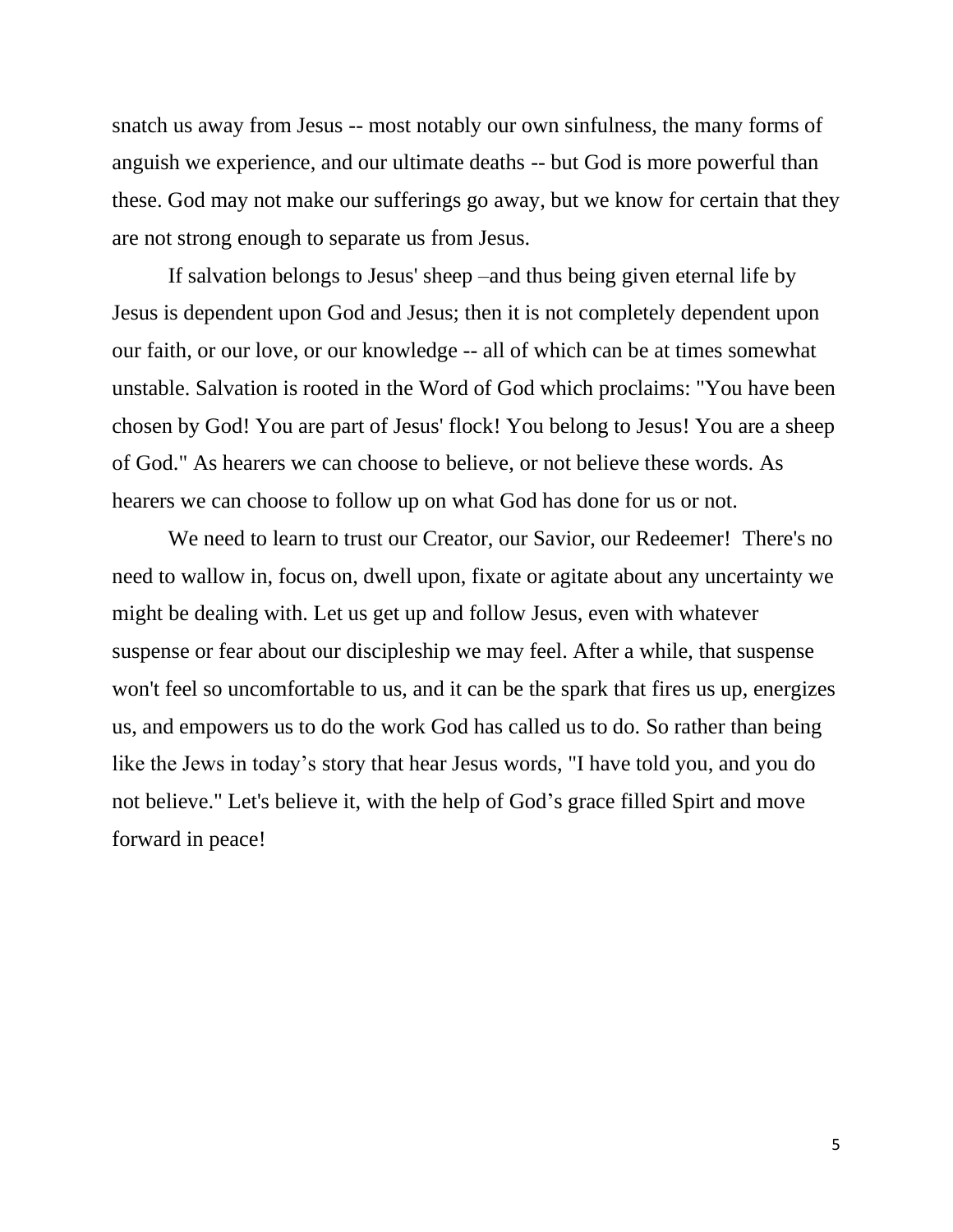snatch us away from Jesus -- most notably our own sinfulness, the many forms of anguish we experience, and our ultimate deaths -- but God is more powerful than these. God may not make our sufferings go away, but we know for certain that they are not strong enough to separate us from Jesus.

If salvation belongs to Jesus' sheep –and thus being given eternal life by Jesus is dependent upon God and Jesus; then it is not completely dependent upon our faith, or our love, or our knowledge -- all of which can be at times somewhat unstable. Salvation is rooted in the Word of God which proclaims: "You have been chosen by God! You are part of Jesus' flock! You belong to Jesus! You are a sheep of God." As hearers we can choose to believe, or not believe these words. As hearers we can choose to follow up on what God has done for us or not.

We need to learn to trust our Creator, our Savior, our Redeemer!  There's no need to wallow in, focus on, dwell upon, fixate or agitate about any uncertainty we might be dealing with. Let us get up and follow Jesus, even with whatever suspense or fear about our discipleship we may feel. After a while, that suspense won't feel so uncomfortable to us, and it can be the spark that fires us up, energizes us, and empowers us to do the work God has called us to do. So rather than being like the Jews in today's story that hear Jesus words, "I have told you, and you do not believe." Let's believe it, with the help of God's grace filled Spirt and move forward in peace!